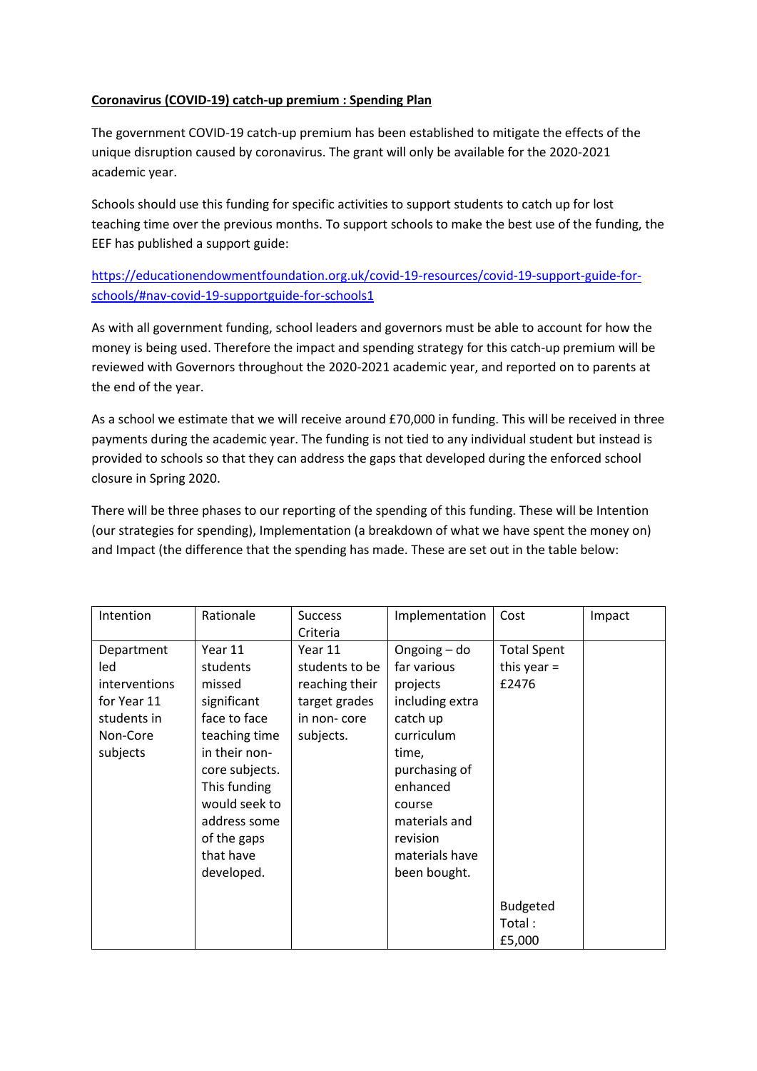**Coronavirus (COVID-19) catch-up premium : Spending Plan**

The government COVID-19 catch-up premium has been established to mitigate the effects of the unique disruption caused by coronavirus. The grant will only be available for the 2020-2021 academic year.

Schools should use this funding for specific activities to support students to catch up for lost teaching time over the previous months. To support schools to make the best use of the funding, the EEF has published a support guide:

[https://educationendowmentfoundation.org.uk/covid-19-resources/covid-19-support-guide-for-schools/#nav-covid-19-supportguide-for-schools1](https://educationendowmentfoundation.org.uk/covid-19-resources/covid-19-support-guide-for-schools/#nav-covid-19-supportguide-for-schools1)

As with all government funding, school leaders and governors must be able to account for how the money is being used. Therefore the impact and spending strategy for this catch-up premium will be reviewed with Governors throughout the 2020-2021 academic year, and reported on to parents at the end of the year.

As a school we estimate that we will receive around £70,000 in funding. This will be received in three payments during the academic year. The funding is not tied to any individual student but instead is provided to schools so that they can address the gaps that developed during the enforced school closure in Spring 2020.

There will be three phases to our reporting of the spending of this funding. These will be Intention (our strategies for spending), Implementation (a breakdown of what we have spent the money on) and Impact (the difference that the spending has made. These are set out in the table below:

| Intention | Rationale | Success Criteria | Implementation | Cost | Impact |
|---|---|---|---|---|---|
| Department led interventions for Year 11 students in Non-Core subjects | Year 11 students missed significant face to face teaching time in their non-core subjects. This funding would seek to address some of the gaps that have developed. | Year 11 students to be reaching their target grades in non- core subjects. | Ongoing – do far various projects including extra catch up curriculum time, purchasing of enhanced course materials and revision materials have been bought. | Total Spent this year = £2476<br><br>Budgeted Total : £5,000 | |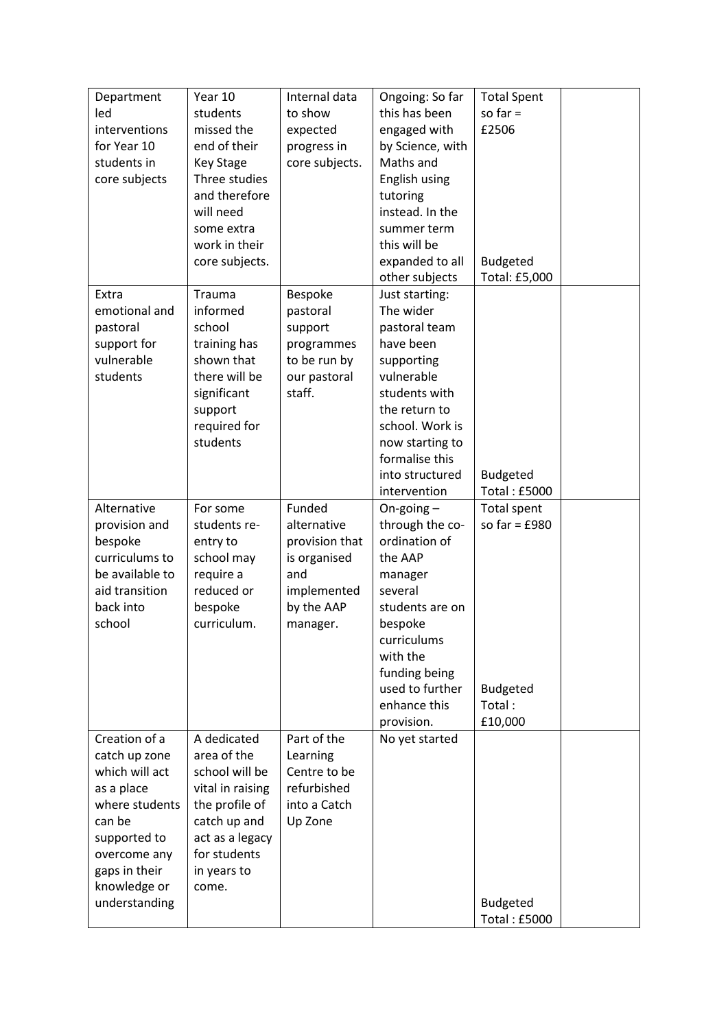| Department led interventions for Year 10 students in core subjects | Year 10 students missed the end of their Key Stage Three studies and therefore will need some extra work in their core subjects. | Internal data to show expected progress in core subjects. | Ongoing: So far this has been engaged with by Science, with Maths and English using tutoring instead. In the summer term this will be expanded to all other subjects | Total Spent so far = £2506<br><br>Budgeted Total: £5,000 | |
|---|---|---|---|---|---|
| Extra emotional and pastoral support for vulnerable students | Trauma informed school training has shown that there will be significant support required for students | Bespoke pastoral support programmes to be run by our pastoral staff. | Just starting: The wider pastoral team have been supporting vulnerable students with the return to school. Work is now starting to formalise this into structured intervention | Budgeted Total : £5000 | |
| Alternative provision and bespoke curriculums to be available to aid transition back into school | For some students re-entry to school may require a reduced or bespoke curriculum. | Funded alternative provision that is organised and implemented by the AAP manager. | On-going – through the co-ordination of the AAP manager several students are on bespoke curriculums with the funding being used to further enhance this provision. | Total spent so far = £980<br><br>Budgeted Total : £10,000 | |
| Creation of a catch up zone which will act as a place where students can be supported to overcome any gaps in their knowledge or understanding | A dedicated area of the school will be vital in raising the profile of catch up and act as a legacy for students in years to come. | Part of the Learning Centre to be refurbished into a Catch Up Zone | No yet started | Budgeted Total : £5000 | |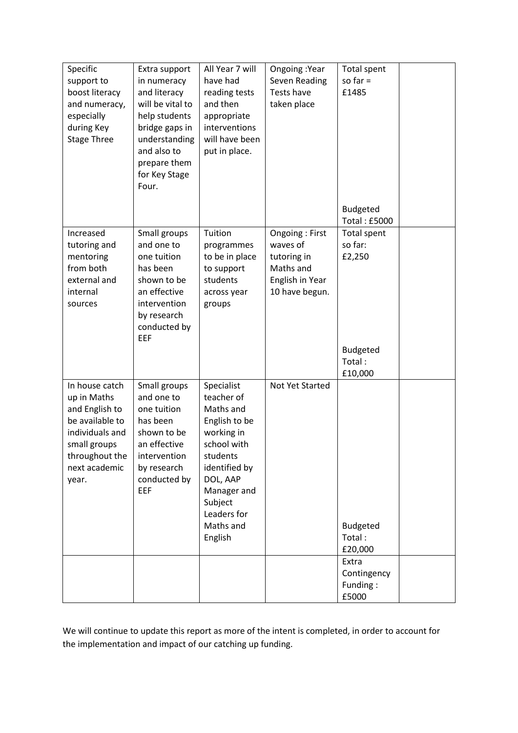| | | | | | |
|---|---|---|---|---|---|
| Specific support to boost literacy and numeracy, especially during Key Stage Three | Extra support in numeracy and literacy will be vital to help students bridge gaps in understanding and also to prepare them for Key Stage Four. | All Year 7 will have had reading tests and then appropriate interventions will have been put in place. | Ongoing :Year Seven Reading Tests have taken place | Total spent so far = £1485<br><br>Budgeted Total : £5000 | |
| Increased tutoring and mentoring from both external and internal sources | Small groups and one to one tuition has been shown to be an effective intervention by research conducted by EEF | Tuition programmes to be in place to support students across year groups | Ongoing : First waves of tutoring in Maths and English in Year 10 have begun. | Total spent so far: £2,250<br><br>Budgeted Total : £10,000 | |
| In house catch up in Maths and English to be available to individuals and small groups throughout the next academic year. | Small groups and one to one tuition has been shown to be an effective intervention by research conducted by EEF | Specialist teacher of Maths and English to be working in school with students identified by DOL, AAP Manager and Subject Leaders for Maths and English | Not Yet Started | Budgeted Total : £20,000 | |
| | | | | Extra Contingency Funding : £5000 | |

We will continue to update this report as more of the intent is completed, in order to account for the implementation and impact of our catching up funding.